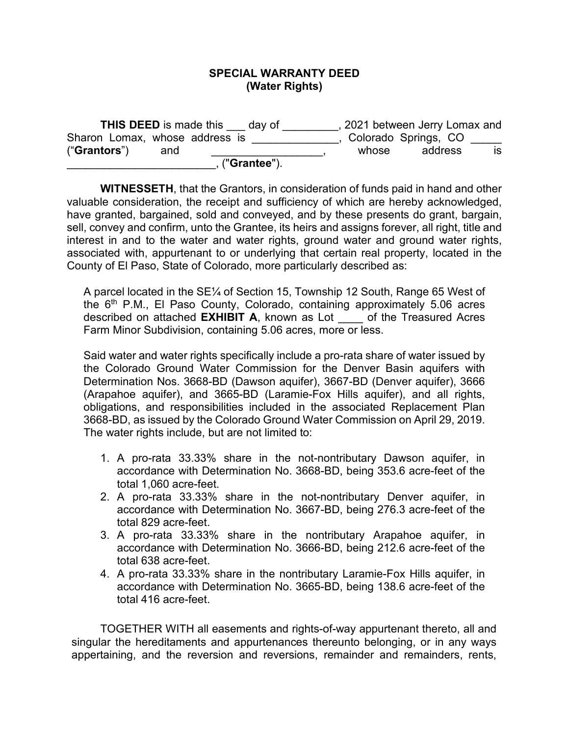**SPECIAL WARRANTY DEED**
**(Water Rights)**

**THIS DEED** is made this ___ day of _________, 2021 between Jerry Lomax and Sharon Lomax, whose address is ______________, Colorado Springs, CO _____ ("**Grantors**") and _________________, whose address is ________________________, ("**Grantee**").

**WITNESSETH**, that the Grantors, in consideration of funds paid in hand and other valuable consideration, the receipt and sufficiency of which are hereby acknowledged, have granted, bargained, sold and conveyed, and by these presents do grant, bargain, sell, convey and confirm, unto the Grantee, its heirs and assigns forever, all right, title and interest in and to the water and water rights, ground water and ground water rights, associated with, appurtenant to or underlying that certain real property, located in the County of El Paso, State of Colorado, more particularly described as:

> A parcel located in the SE¼ of Section 15, Township 12 South, Range 65 West of the 6th P.M., El Paso County, Colorado, containing approximately 5.06 acres described on attached **EXHIBIT A**, known as Lot ____ of the Treasured Acres Farm Minor Subdivision, containing 5.06 acres, more or less.
>
> Said water and water rights specifically include a pro-rata share of water issued by the Colorado Ground Water Commission for the Denver Basin aquifers with Determination Nos. 3668-BD (Dawson aquifer), 3667-BD (Denver aquifer), 3666 (Arapahoe aquifer), and 3665-BD (Laramie-Fox Hills aquifer), and all rights, obligations, and responsibilities included in the associated Replacement Plan 3668-BD, as issued by the Colorado Ground Water Commission on April 29, 2019. The water rights include, but are not limited to:
>
> 1. A pro-rata 33.33% share in the not-nontributary Dawson aquifer, in accordance with Determination No. 3668-BD, being 353.6 acre-feet of the total 1,060 acre-feet.
> 2. A pro-rata 33.33% share in the not-nontributary Denver aquifer, in accordance with Determination No. 3667-BD, being 276.3 acre-feet of the total 829 acre-feet.
> 3. A pro-rata 33.33% share in the nontributary Arapahoe aquifer, in accordance with Determination No. 3666-BD, being 212.6 acre-feet of the total 638 acre-feet.
> 4. A pro-rata 33.33% share in the nontributary Laramie-Fox Hills aquifer, in accordance with Determination No. 3665-BD, being 138.6 acre-feet of the total 416 acre-feet.

TOGETHER WITH all easements and rights-of-way appurtenant thereto, all and singular the hereditaments and appurtenances thereunto belonging, or in any ways appertaining, and the reversion and reversions, remainder and remainders, rents,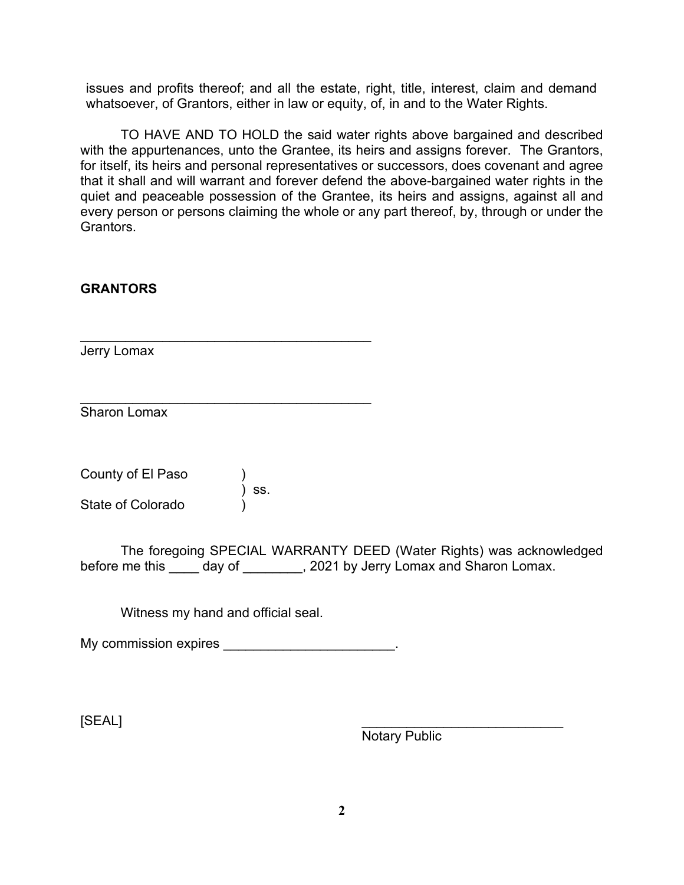issues and profits thereof; and all the estate, right, title, interest, claim and demand whatsoever, of Grantors, either in law or equity, of, in and to the Water Rights.

TO HAVE AND TO HOLD the said water rights above bargained and described with the appurtenances, unto the Grantee, its heirs and assigns forever. The Grantors, for itself, its heirs and personal representatives or successors, does covenant and agree that it shall and will warrant and forever defend the above-bargained water rights in the quiet and peaceable possession of the Grantee, its heirs and assigns, against all and every person or persons claiming the whole or any part thereof, by, through or under the Grantors.

**GRANTORS**

________________________________________
Jerry Lomax

________________________________________
Sharon Lomax

County of El Paso )
) ss.
State of Colorado )

The foregoing SPECIAL WARRANTY DEED (Water Rights) was acknowledged before me this ____ day of ________, 2021 by Jerry Lomax and Sharon Lomax.

Witness my hand and official seal.

My commission expires _______________________.

[SEAL]

___________________________
Notary Public